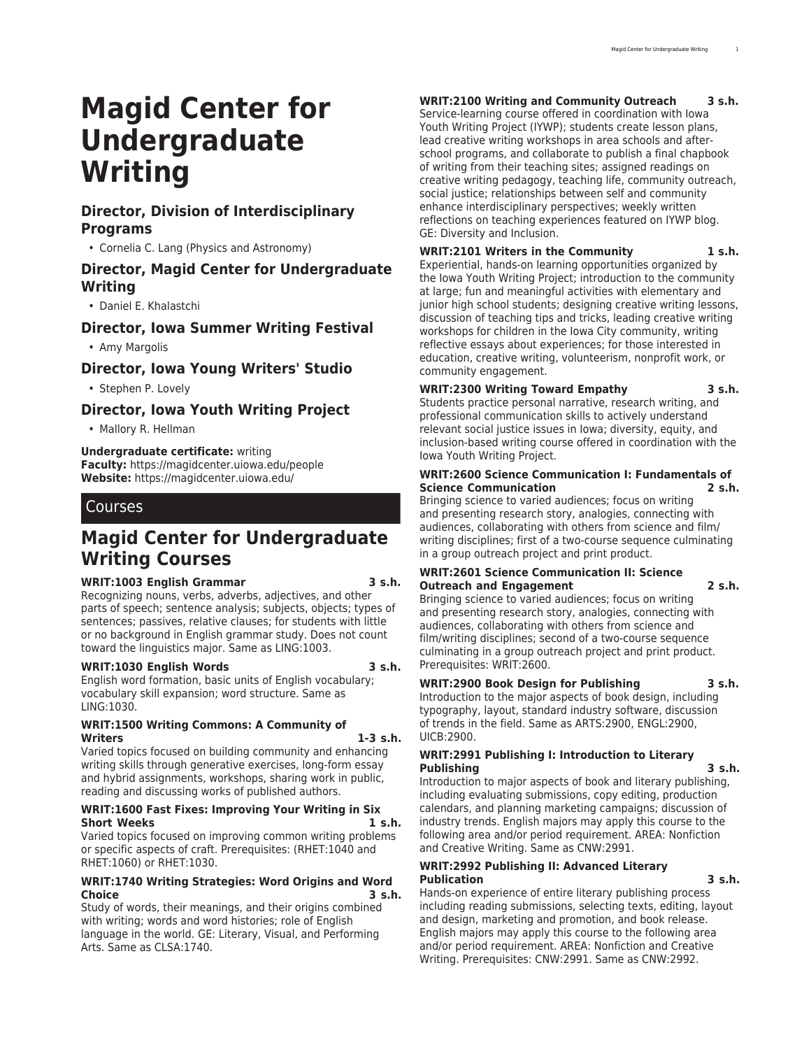# Magid Center for Undergraduate Writing

## Director, Division of Interdisciplinary Programs

- Cornelia C. Lang (Physics and Astronomy)

## Director, Magid Center for Undergraduate Writing

- Daniel E. Khalastchi

## Director, Iowa Summer Writing Festival

- Amy Margolis

## Director, Iowa Young Writers' Studio

- Stephen P. Lovely

## Director, Iowa Youth Writing Project

- Mallory R. Hellman

**Undergraduate certificate:** writing
**Faculty:** https://magidcenter.uiowa.edu/people
**Website:** https://magidcenter.uiowa.edu/

## Courses

## Magid Center for Undergraduate Writing Courses

**WRIT:1003 English Grammar 3 s.h.**
Recognizing nouns, verbs, adverbs, adjectives, and other parts of speech; sentence analysis; subjects, objects; types of sentences; passives, relative clauses; for students with little or no background in English grammar study. Does not count toward the linguistics major. Same as LING:1003.

**WRIT:1030 English Words 3 s.h.**
English word formation, basic units of English vocabulary; vocabulary skill expansion; word structure. Same as LING:1030.

**WRIT:1500 Writing Commons: A Community of Writers 1-3 s.h.**
Varied topics focused on building community and enhancing writing skills through generative exercises, long-form essay and hybrid assignments, workshops, sharing work in public, reading and discussing works of published authors.

**WRIT:1600 Fast Fixes: Improving Your Writing in Six Short Weeks 1 s.h.**
Varied topics focused on improving common writing problems or specific aspects of craft. Prerequisites: (RHET:1040 and RHET:1060) or RHET:1030.

**WRIT:1740 Writing Strategies: Word Origins and Word Choice 3 s.h.**
Study of words, their meanings, and their origins combined with writing; words and word histories; role of English language in the world. GE: Literary, Visual, and Performing Arts. Same as CLSA:1740.

**WRIT:2100 Writing and Community Outreach 3 s.h.**
Service-learning course offered in coordination with Iowa Youth Writing Project (IYWP); students create lesson plans, lead creative writing workshops in area schools and after-school programs, and collaborate to publish a final chapbook of writing from their teaching sites; assigned readings on creative writing pedagogy, teaching life, community outreach, social justice; relationships between self and community enhance interdisciplinary perspectives; weekly written reflections on teaching experiences featured on IYWP blog. GE: Diversity and Inclusion.

**WRIT:2101 Writers in the Community 1 s.h.**
Experiential, hands-on learning opportunities organized by the Iowa Youth Writing Project; introduction to the community at large; fun and meaningful activities with elementary and junior high school students; designing creative writing lessons, discussion of teaching tips and tricks, leading creative writing workshops for children in the Iowa City community, writing reflective essays about experiences; for those interested in education, creative writing, volunteerism, nonprofit work, or community engagement.

**WRIT:2300 Writing Toward Empathy 3 s.h.**
Students practice personal narrative, research writing, and professional communication skills to actively understand relevant social justice issues in Iowa; diversity, equity, and inclusion-based writing course offered in coordination with the Iowa Youth Writing Project.

**WRIT:2600 Science Communication I: Fundamentals of Science Communication 2 s.h.**
Bringing science to varied audiences; focus on writing and presenting research story, analogies, connecting with audiences, collaborating with others from science and film/writing disciplines; first of a two-course sequence culminating in a group outreach project and print product.

**WRIT:2601 Science Communication II: Science Outreach and Engagement 2 s.h.**
Bringing science to varied audiences; focus on writing and presenting research story, analogies, connecting with audiences, collaborating with others from science and film/writing disciplines; second of a two-course sequence culminating in a group outreach project and print product. Prerequisites: WRIT:2600.

**WRIT:2900 Book Design for Publishing 3 s.h.**
Introduction to the major aspects of book design, including typography, layout, standard industry software, discussion of trends in the field. Same as ARTS:2900, ENGL:2900, UICB:2900.

**WRIT:2991 Publishing I: Introduction to Literary Publishing 3 s.h.**
Introduction to major aspects of book and literary publishing, including evaluating submissions, copy editing, production calendars, and planning marketing campaigns; discussion of industry trends. English majors may apply this course to the following area and/or period requirement. AREA: Nonfiction and Creative Writing. Same as CNW:2991.

**WRIT:2992 Publishing II: Advanced Literary Publication 3 s.h.**
Hands-on experience of entire literary publishing process including reading submissions, selecting texts, editing, layout and design, marketing and promotion, and book release. English majors may apply this course to the following area and/or period requirement. AREA: Nonfiction and Creative Writing. Prerequisites: CNW:2991. Same as CNW:2992.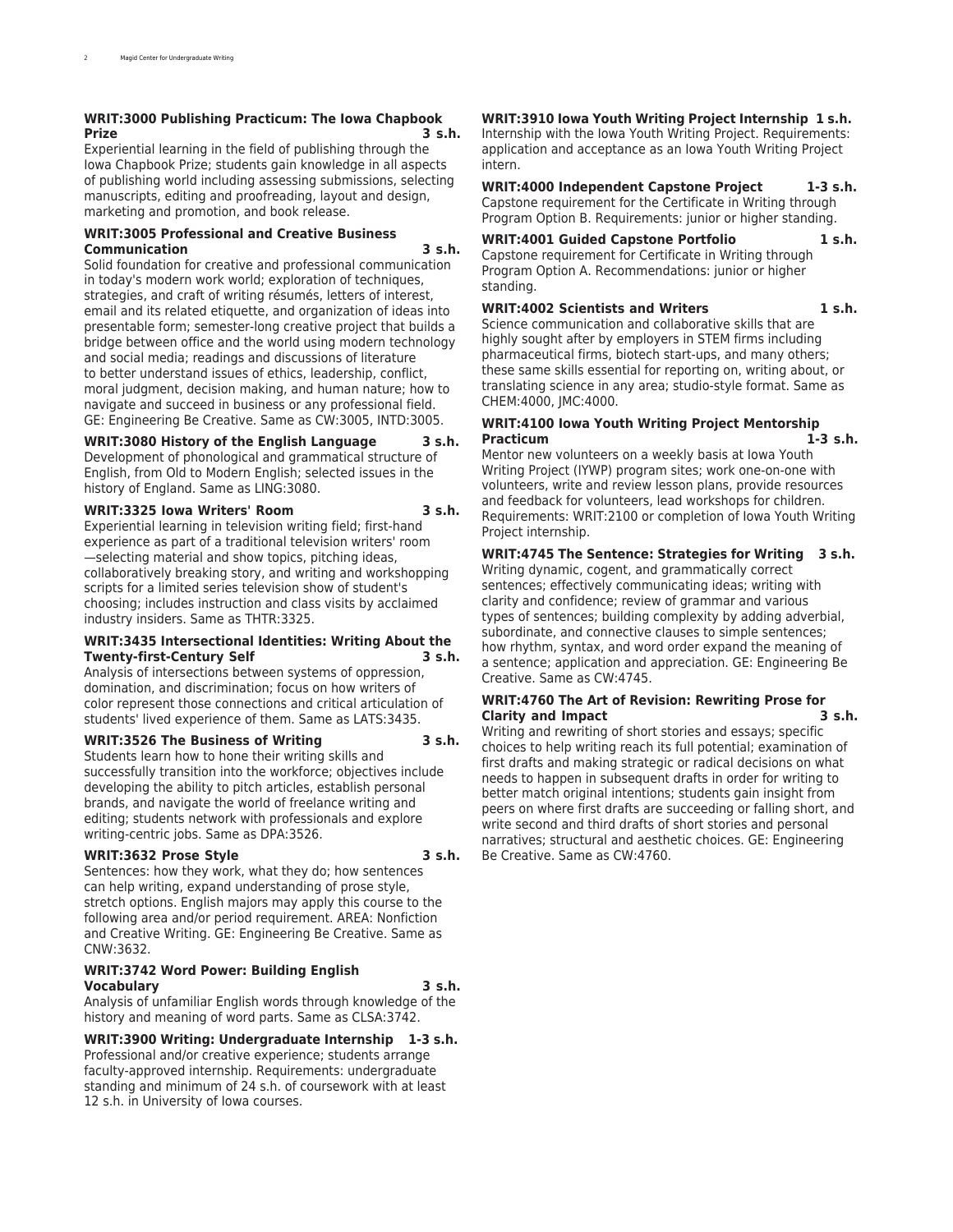**WRIT:3000 Publishing Practicum: The Iowa Chapbook Prize 3 s.h.**
Experiential learning in the field of publishing through the Iowa Chapbook Prize; students gain knowledge in all aspects of publishing world including assessing submissions, selecting manuscripts, editing and proofreading, layout and design, marketing and promotion, and book release.

**WRIT:3005 Professional and Creative Business Communication 3 s.h.**
Solid foundation for creative and professional communication in today's modern work world; exploration of techniques, strategies, and craft of writing résumés, letters of interest, email and its related etiquette, and organization of ideas into presentable form; semester-long creative project that builds a bridge between office and the world using modern technology and social media; readings and discussions of literature to better understand issues of ethics, leadership, conflict, moral judgment, decision making, and human nature; how to navigate and succeed in business or any professional field. GE: Engineering Be Creative. Same as CW:3005, INTD:3005.

**WRIT:3080 History of the English Language 3 s.h.**
Development of phonological and grammatical structure of English, from Old to Modern English; selected issues in the history of England. Same as LING:3080.

**WRIT:3325 Iowa Writers' Room 3 s.h.**
Experiential learning in television writing field; first-hand experience as part of a traditional television writers' room —selecting material and show topics, pitching ideas, collaboratively breaking story, and writing and workshopping scripts for a limited series television show of student's choosing; includes instruction and class visits by acclaimed industry insiders. Same as THTR:3325.

**WRIT:3435 Intersectional Identities: Writing About the Twenty-first-Century Self 3 s.h.**
Analysis of intersections between systems of oppression, domination, and discrimination; focus on how writers of color represent those connections and critical articulation of students' lived experience of them. Same as LATS:3435.

**WRIT:3526 The Business of Writing 3 s.h.**
Students learn how to hone their writing skills and successfully transition into the workforce; objectives include developing the ability to pitch articles, establish personal brands, and navigate the world of freelance writing and editing; students network with professionals and explore writing-centric jobs. Same as DPA:3526.

**WRIT:3632 Prose Style 3 s.h.**
Sentences: how they work, what they do; how sentences can help writing, expand understanding of prose style, stretch options. English majors may apply this course to the following area and/or period requirement. AREA: Nonfiction and Creative Writing. GE: Engineering Be Creative. Same as CNW:3632.

**WRIT:3742 Word Power: Building English Vocabulary 3 s.h.**
Analysis of unfamiliar English words through knowledge of the history and meaning of word parts. Same as CLSA:3742.

**WRIT:3900 Writing: Undergraduate Internship 1-3 s.h.**
Professional and/or creative experience; students arrange faculty-approved internship. Requirements: undergraduate standing and minimum of 24 s.h. of coursework with at least 12 s.h. in University of Iowa courses.

**WRIT:3910 Iowa Youth Writing Project Internship 1 s.h.**
Internship with the Iowa Youth Writing Project. Requirements: application and acceptance as an Iowa Youth Writing Project intern.

**WRIT:4000 Independent Capstone Project 1-3 s.h.**
Capstone requirement for the Certificate in Writing through Program Option B. Requirements: junior or higher standing.

**WRIT:4001 Guided Capstone Portfolio 1 s.h.**
Capstone requirement for Certificate in Writing through Program Option A. Recommendations: junior or higher standing.

**WRIT:4002 Scientists and Writers 1 s.h.**
Science communication and collaborative skills that are highly sought after by employers in STEM firms including pharmaceutical firms, biotech start-ups, and many others; these same skills essential for reporting on, writing about, or translating science in any area; studio-style format. Same as CHEM:4000, JMC:4000.

**WRIT:4100 Iowa Youth Writing Project Mentorship Practicum 1-3 s.h.**
Mentor new volunteers on a weekly basis at Iowa Youth Writing Project (IYWP) program sites; work one-on-one with volunteers, write and review lesson plans, provide resources and feedback for volunteers, lead workshops for children. Requirements: WRIT:2100 or completion of Iowa Youth Writing Project internship.

**WRIT:4745 The Sentence: Strategies for Writing 3 s.h.**
Writing dynamic, cogent, and grammatically correct sentences; effectively communicating ideas; writing with clarity and confidence; review of grammar and various types of sentences; building complexity by adding adverbial, subordinate, and connective clauses to simple sentences; how rhythm, syntax, and word order expand the meaning of a sentence; application and appreciation. GE: Engineering Be Creative. Same as CW:4745.

**WRIT:4760 The Art of Revision: Rewriting Prose for Clarity and Impact 3 s.h.**
Writing and rewriting of short stories and essays; specific choices to help writing reach its full potential; examination of first drafts and making strategic or radical decisions on what needs to happen in subsequent drafts in order for writing to better match original intentions; students gain insight from peers on where first drafts are succeeding or falling short, and write second and third drafts of short stories and personal narratives; structural and aesthetic choices. GE: Engineering Be Creative. Same as CW:4760.